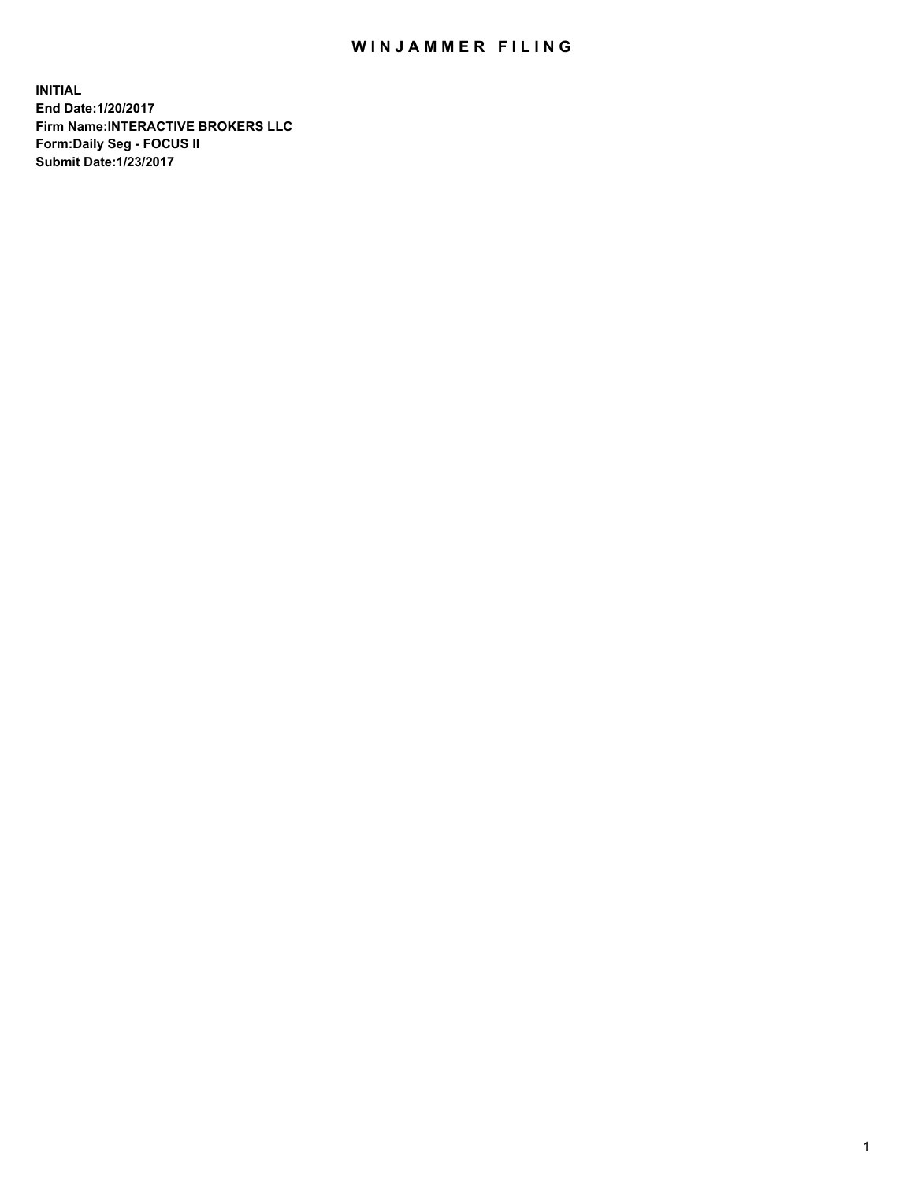# WINJAMMER FILING

**INITIAL**
**End Date:1/20/2017**
**Firm Name:INTERACTIVE BROKERS LLC**
**Form:Daily Seg - FOCUS II**
**Submit Date:1/23/2017**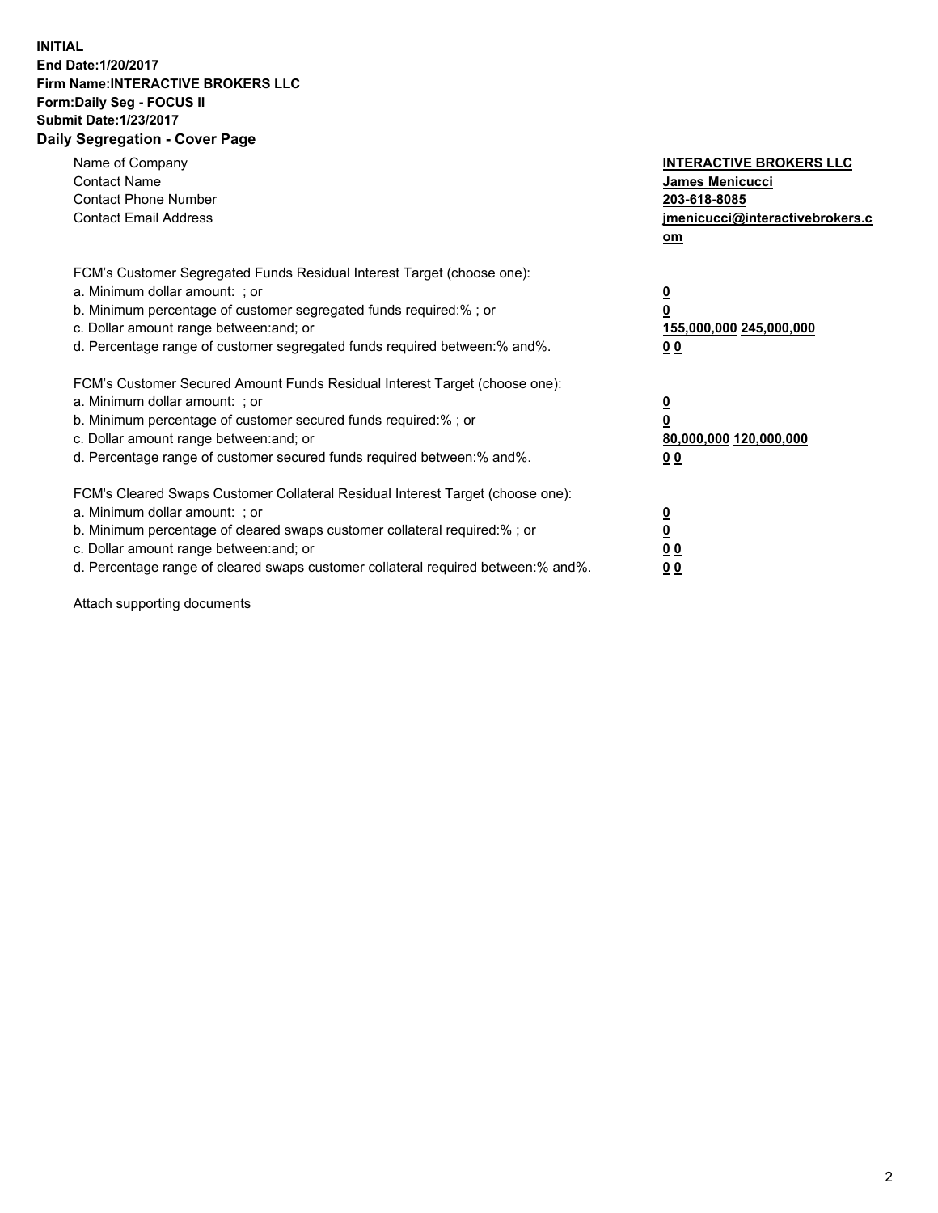**INITIAL**
**End Date:1/20/2017**
**Firm Name:INTERACTIVE BROKERS LLC**
**Form:Daily Seg - FOCUS II**
**Submit Date:1/23/2017**

## Daily Segregation - Cover Page

| | |
|---|---|
| Name of Company | **INTERACTIVE BROKERS LLC** |
| Contact Name | **James Menicucci** |
| Contact Phone Number | **203-618-8085** |
| Contact Email Address | **jmenicucci@interactivebrokers.com** |

| | |
|---|---|
| FCM's Customer Segregated Funds Residual Interest Target (choose one): | |
| a. Minimum dollar amount: ; or | **0** |
| b. Minimum percentage of customer segregated funds required:% ; or | **0** |
| c. Dollar amount range between:and; or | **155,000,000 245,000,000** |
| d. Percentage range of customer segregated funds required between:% and%. | **0 0** |
| FCM's Customer Secured Amount Funds Residual Interest Target (choose one): | |
| a. Minimum dollar amount: ; or | **0** |
| b. Minimum percentage of customer secured funds required:% ; or | **0** |
| c. Dollar amount range between:and; or | **80,000,000 120,000,000** |
| d. Percentage range of customer secured funds required between:% and%. | **0 0** |
| FCM's Cleared Swaps Customer Collateral Residual Interest Target (choose one): | |
| a. Minimum dollar amount: ; or | **0** |
| b. Minimum percentage of cleared swaps customer collateral required:% ; or | **0** |
| c. Dollar amount range between:and; or | **0 0** |
| d. Percentage range of cleared swaps customer collateral required between:% and%. | **0 0** |

Attach supporting documents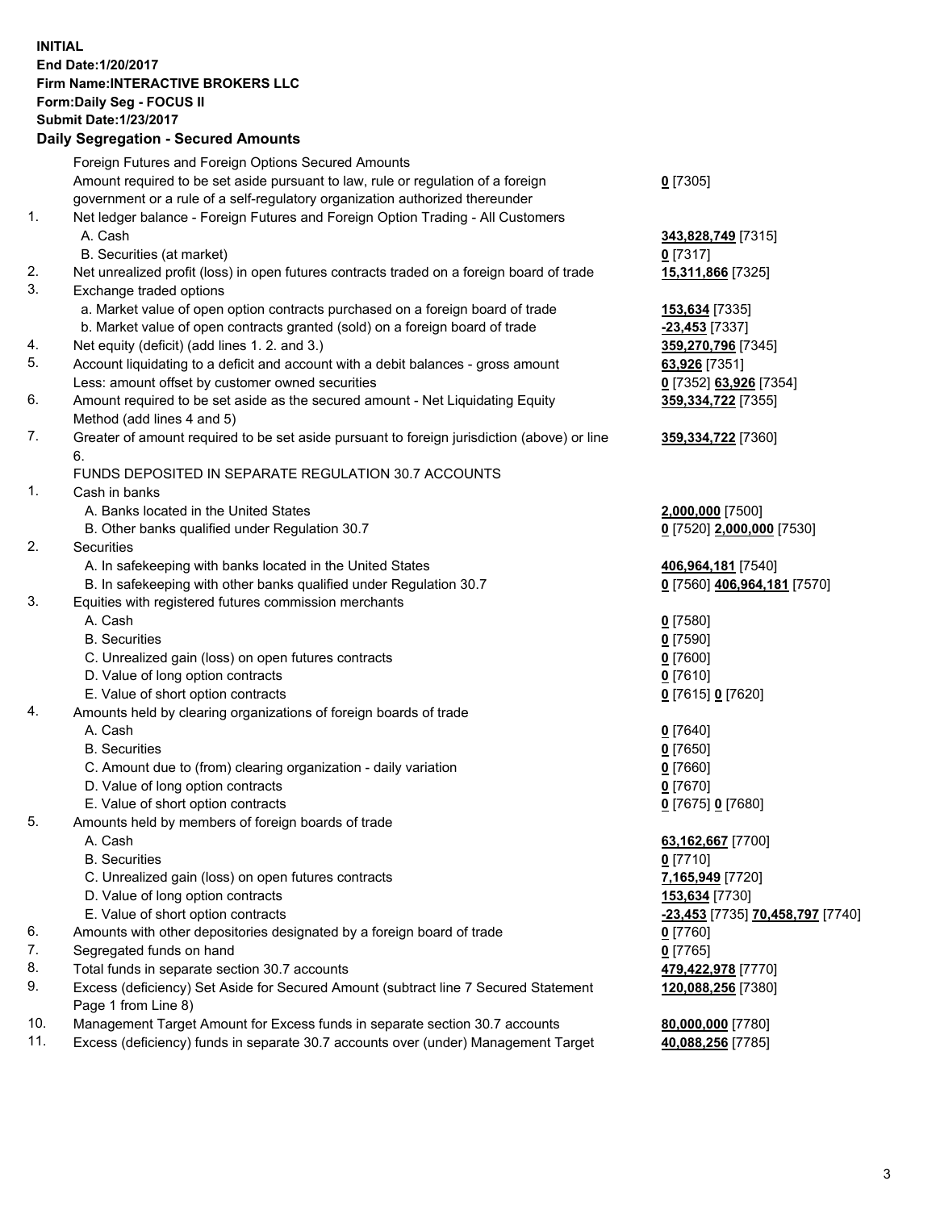**INITIAL**
**End Date:1/20/2017**
**Firm Name:INTERACTIVE BROKERS LLC**
**Form:Daily Seg - FOCUS II**
**Submit Date:1/23/2017**
**Daily Segregation - Secured Amounts**

| | | |
|---|---|---|
| | Foreign Futures and Foreign Options Secured Amounts | |
| | Amount required to be set aside pursuant to law, rule or regulation of a foreign government or a rule of a self-regulatory organization authorized thereunder | **0** [7305] |
| 1. | Net ledger balance - Foreign Futures and Foreign Option Trading - All Customers | |
| | A. Cash | **343,828,749** [7315] |
| | B. Securities (at market) | **0** [7317] |
| 2. | Net unrealized profit (loss) in open futures contracts traded on a foreign board of trade | **15,311,866** [7325] |
| 3. | Exchange traded options | |
| | a. Market value of open option contracts purchased on a foreign board of trade | **153,634** [7335] |
| | b. Market value of open contracts granted (sold) on a foreign board of trade | **-23,453** [7337] |
| 4. | Net equity (deficit) (add lines 1. 2. and 3.) | **359,270,796** [7345] |
| 5. | Account liquidating to a deficit and account with a debit balances - gross amount | **63,926** [7351] |
| | Less: amount offset by customer owned securities | **0** [7352] **63,926** [7354] |
| 6. | Amount required to be set aside as the secured amount - Net Liquidating Equity Method (add lines 4 and 5) | **359,334,722** [7355] |
| 7. | Greater of amount required to be set aside pursuant to foreign jurisdiction (above) or line 6. | **359,334,722** [7360] |
| | FUNDS DEPOSITED IN SEPARATE REGULATION 30.7 ACCOUNTS | |
| 1. | Cash in banks | |
| | A. Banks located in the United States | **2,000,000** [7500] |
| | B. Other banks qualified under Regulation 30.7 | **0** [7520] **2,000,000** [7530] |
| 2. | Securities | |
| | A. In safekeeping with banks located in the United States | **406,964,181** [7540] |
| | B. In safekeeping with other banks qualified under Regulation 30.7 | **0** [7560] **406,964,181** [7570] |
| 3. | Equities with registered futures commission merchants | |
| | A. Cash | **0** [7580] |
| | B. Securities | **0** [7590] |
| | C. Unrealized gain (loss) on open futures contracts | **0** [7600] |
| | D. Value of long option contracts | **0** [7610] |
| | E. Value of short option contracts | **0** [7615] **0** [7620] |
| 4. | Amounts held by clearing organizations of foreign boards of trade | |
| | A. Cash | **0** [7640] |
| | B. Securities | **0** [7650] |
| | C. Amount due to (from) clearing organization - daily variation | **0** [7660] |
| | D. Value of long option contracts | **0** [7670] |
| | E. Value of short option contracts | **0** [7675] **0** [7680] |
| 5. | Amounts held by members of foreign boards of trade | |
| | A. Cash | **63,162,667** [7700] |
| | B. Securities | **0** [7710] |
| | C. Unrealized gain (loss) on open futures contracts | **7,165,949** [7720] |
| | D. Value of long option contracts | **153,634** [7730] |
| | E. Value of short option contracts | **-23,453** [7735] **70,458,797** [7740] |
| 6. | Amounts with other depositories designated by a foreign board of trade | **0** [7760] |
| 7. | Segregated funds on hand | **0** [7765] |
| 8. | Total funds in separate section 30.7 accounts | **479,422,978** [7770] |
| 9. | Excess (deficiency) Set Aside for Secured Amount (subtract line 7 Secured Statement Page 1 from Line 8) | **120,088,256** [7380] |
| 10. | Management Target Amount for Excess funds in separate section 30.7 accounts | **80,000,000** [7780] |
| 11. | Excess (deficiency) funds in separate 30.7 accounts over (under) Management Target | **40,088,256** [7785] |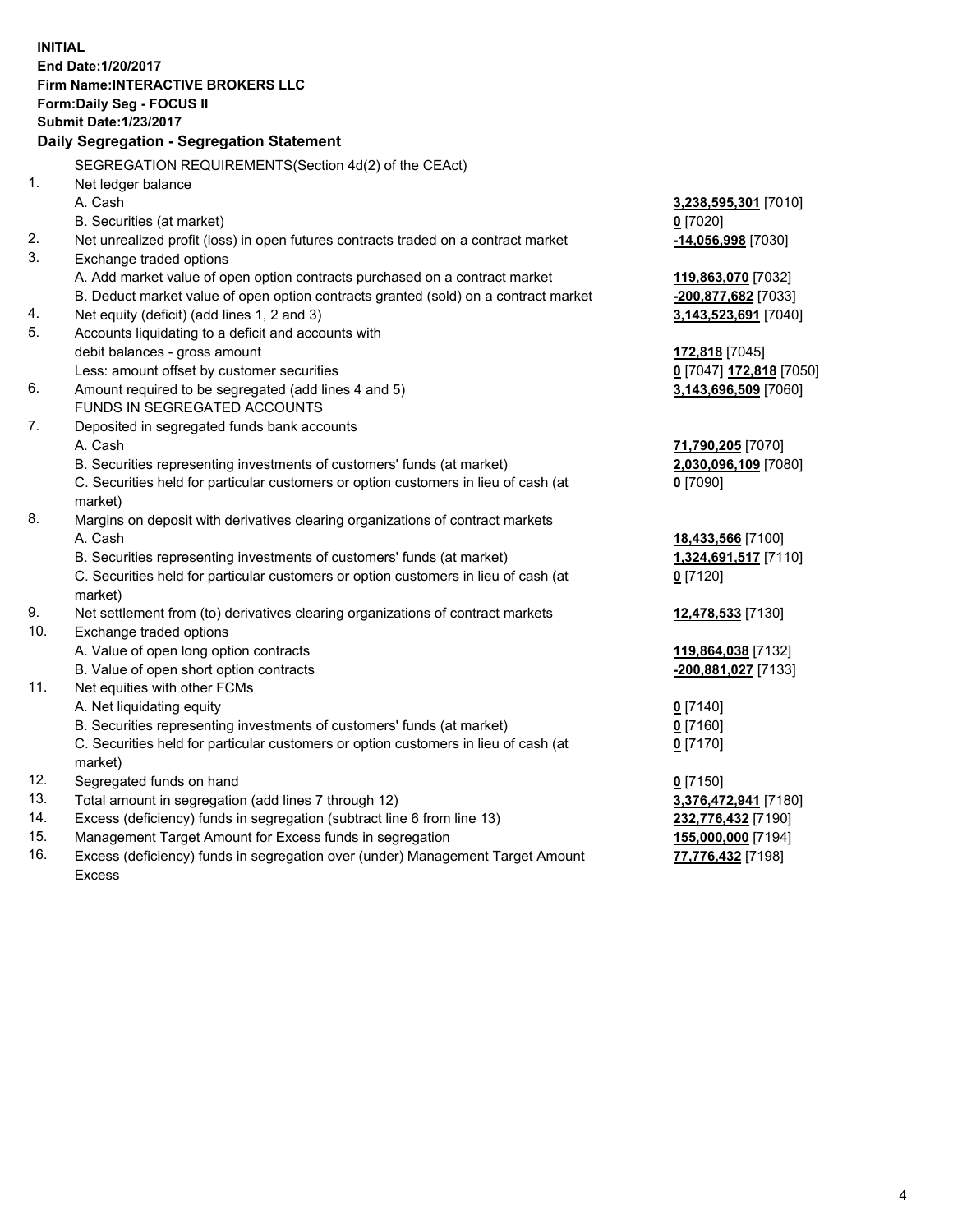**INITIAL**
**End Date:1/20/2017**
**Firm Name:INTERACTIVE BROKERS LLC**
**Form:Daily Seg - FOCUS II**
**Submit Date:1/23/2017**

## Daily Segregation - Segregation Statement

| | SEGREGATION REQUIREMENTS(Section 4d(2) of the CEAct) | |
|---|---|---|
| 1. | Net ledger balance | |
| | A. Cash | **3,238,595,301** [7010] |
| | B. Securities (at market) | **0** [7020] |
| 2. | Net unrealized profit (loss) in open futures contracts traded on a contract market | **-14,056,998** [7030] |
| 3. | Exchange traded options | |
| | A. Add market value of open option contracts purchased on a contract market | **119,863,070** [7032] |
| | B. Deduct market value of open option contracts granted (sold) on a contract market | **-200,877,682** [7033] |
| 4. | Net equity (deficit) (add lines 1, 2 and 3) | **3,143,523,691** [7040] |
| 5. | Accounts liquidating to a deficit and accounts with | |
| | debit balances - gross amount | **172,818** [7045] |
| | Less: amount offset by customer securities | **0** [7047] **172,818** [7050] |
| 6. | Amount required to be segregated (add lines 4 and 5) | **3,143,696,509** [7060] |
| | FUNDS IN SEGREGATED ACCOUNTS | |
| 7. | Deposited in segregated funds bank accounts | |
| | A. Cash | **71,790,205** [7070] |
| | B. Securities representing investments of customers' funds (at market) | **2,030,096,109** [7080] |
| | C. Securities held for particular customers or option customers in lieu of cash (at market) | **0** [7090] |
| 8. | Margins on deposit with derivatives clearing organizations of contract markets | |
| | A. Cash | **18,433,566** [7100] |
| | B. Securities representing investments of customers' funds (at market) | **1,324,691,517** [7110] |
| | C. Securities held for particular customers or option customers in lieu of cash (at market) | **0** [7120] |
| 9. | Net settlement from (to) derivatives clearing organizations of contract markets | **12,478,533** [7130] |
| 10. | Exchange traded options | |
| | A. Value of open long option contracts | **119,864,038** [7132] |
| | B. Value of open short option contracts | **-200,881,027** [7133] |
| 11. | Net equities with other FCMs | |
| | A. Net liquidating equity | **0** [7140] |
| | B. Securities representing investments of customers' funds (at market) | **0** [7160] |
| | C. Securities held for particular customers or option customers in lieu of cash (at market) | **0** [7170] |
| 12. | Segregated funds on hand | **0** [7150] |
| 13. | Total amount in segregation (add lines 7 through 12) | **3,376,472,941** [7180] |
| 14. | Excess (deficiency) funds in segregation (subtract line 6 from line 13) | **232,776,432** [7190] |
| 15. | Management Target Amount for Excess funds in segregation | **155,000,000** [7194] |
| 16. | Excess (deficiency) funds in segregation over (under) Management Target Amount Excess | **77,776,432** [7198] |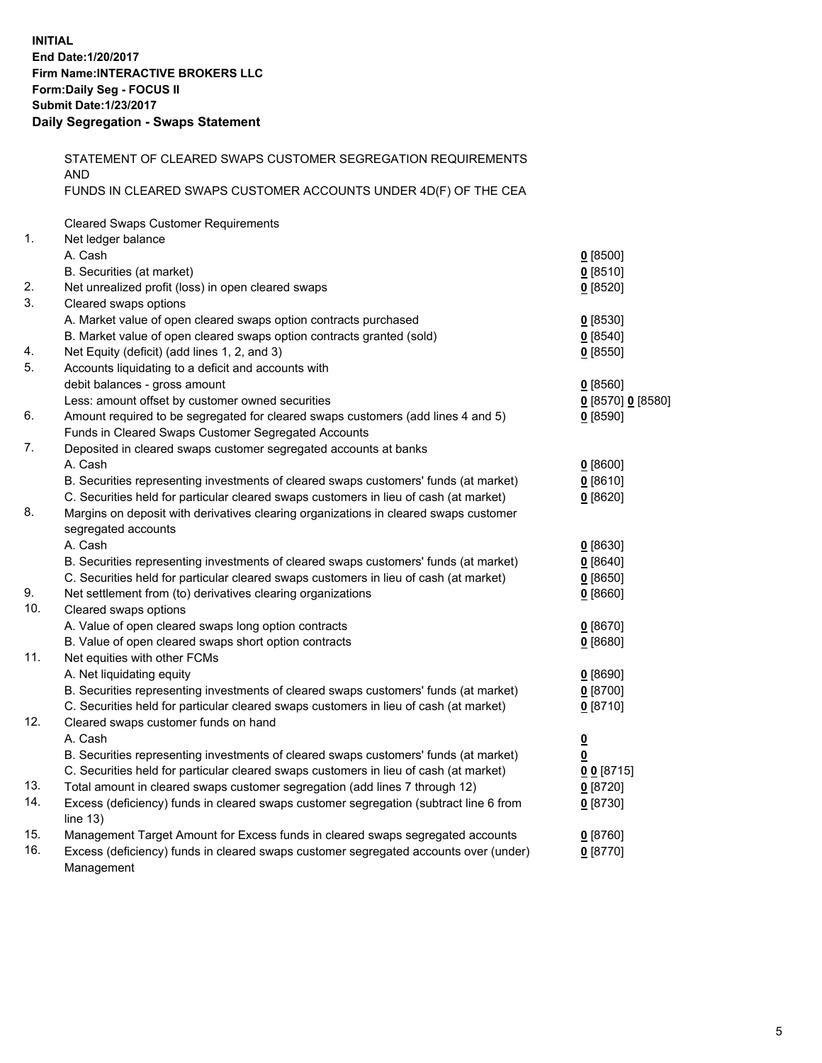**INITIAL**
**End Date:1/20/2017**
**Firm Name:INTERACTIVE BROKERS LLC**
**Form:Daily Seg - FOCUS II**
**Submit Date:1/23/2017**
**Daily Segregation - Swaps Statement**

STATEMENT OF CLEARED SWAPS CUSTOMER SEGREGATION REQUIREMENTS
AND
FUNDS IN CLEARED SWAPS CUSTOMER ACCOUNTS UNDER 4D(F) OF THE CEA

| | | |
|---|---|---|
| | Cleared Swaps Customer Requirements | |
| 1. | Net ledger balance | |
| | A. Cash | 0 [8500] |
| | B. Securities (at market) | 0 [8510] |
| 2. | Net unrealized profit (loss) in open cleared swaps | 0 [8520] |
| 3. | Cleared swaps options | |
| | A. Market value of open cleared swaps option contracts purchased | 0 [8530] |
| | B. Market value of open cleared swaps option contracts granted (sold) | 0 [8540] |
| 4. | Net Equity (deficit) (add lines 1, 2, and 3) | 0 [8550] |
| 5. | Accounts liquidating to a deficit and accounts with | |
| | debit balances - gross amount | 0 [8560] |
| | Less: amount offset by customer owned securities | 0 [8570] 0 [8580] |
| 6. | Amount required to be segregated for cleared swaps customers (add lines 4 and 5) | 0 [8590] |
| | Funds in Cleared Swaps Customer Segregated Accounts | |
| 7. | Deposited in cleared swaps customer segregated accounts at banks | |
| | A. Cash | 0 [8600] |
| | B. Securities representing investments of cleared swaps customers' funds (at market) | 0 [8610] |
| | C. Securities held for particular cleared swaps customers in lieu of cash (at market) | 0 [8620] |
| 8. | Margins on deposit with derivatives clearing organizations in cleared swaps customer segregated accounts | |
| | A. Cash | 0 [8630] |
| | B. Securities representing investments of cleared swaps customers' funds (at market) | 0 [8640] |
| | C. Securities held for particular cleared swaps customers in lieu of cash (at market) | 0 [8650] |
| 9. | Net settlement from (to) derivatives clearing organizations | 0 [8660] |
| 10. | Cleared swaps options | |
| | A. Value of open cleared swaps long option contracts | 0 [8670] |
| | B. Value of open cleared swaps short option contracts | 0 [8680] |
| 11. | Net equities with other FCMs | |
| | A. Net liquidating equity | 0 [8690] |
| | B. Securities representing investments of cleared swaps customers' funds (at market) | 0 [8700] |
| | C. Securities held for particular cleared swaps customers in lieu of cash (at market) | 0 [8710] |
| 12. | Cleared swaps customer funds on hand | |
| | A. Cash | 0 |
| | B. Securities representing investments of cleared swaps customers' funds (at market) | 0 |
| | C. Securities held for particular cleared swaps customers in lieu of cash (at market) | 0 0 [8715] |
| 13. | Total amount in cleared swaps customer segregation (add lines 7 through 12) | 0 [8720] |
| 14. | Excess (deficiency) funds in cleared swaps customer segregation (subtract line 6 from line 13) | 0 [8730] |
| 15. | Management Target Amount for Excess funds in cleared swaps segregated accounts | 0 [8760] |
| 16. | Excess (deficiency) funds in cleared swaps customer segregated accounts over (under) Management | 0 [8770] |